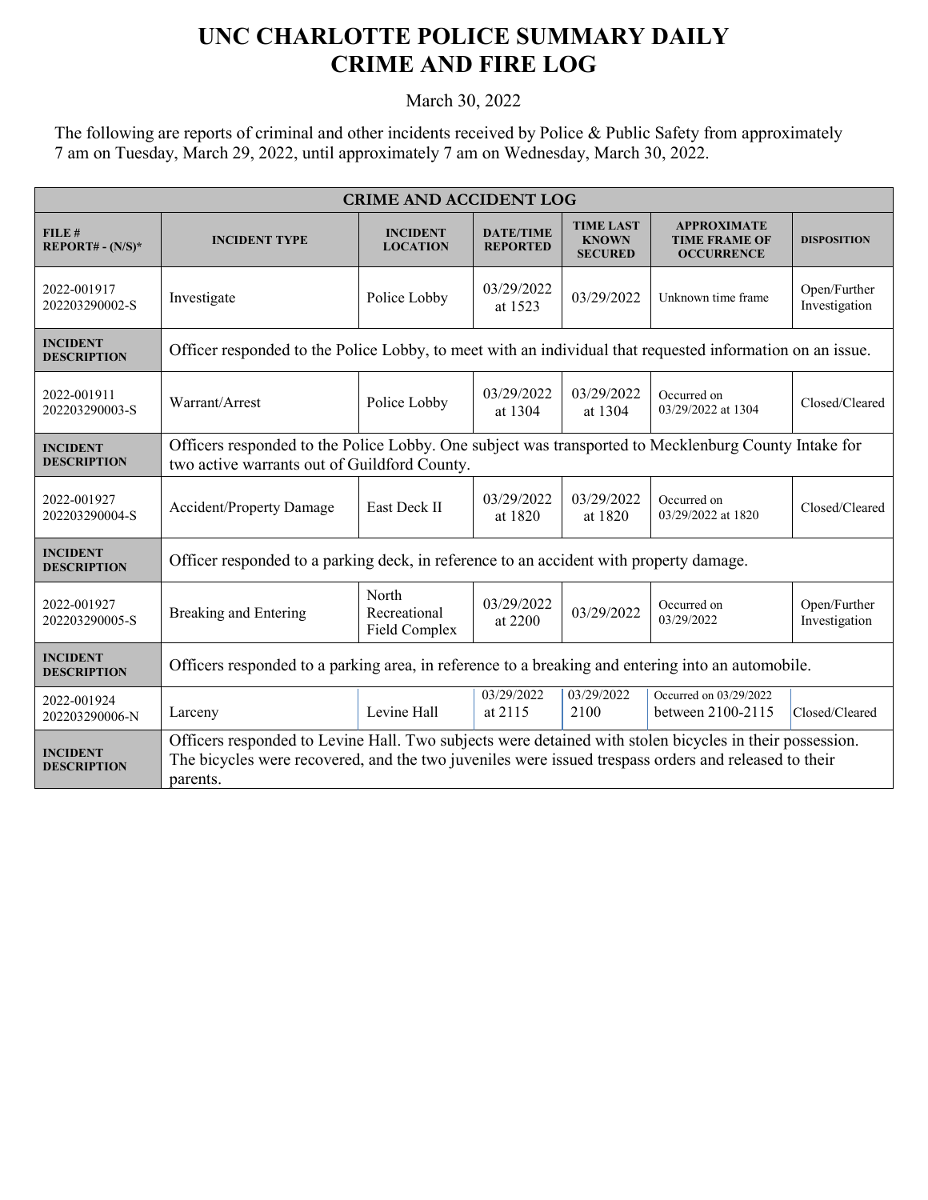# UNC CHARLOTTE POLICE SUMMARY DAILY CRIME AND FIRE LOG

March 30, 2022

The following are reports of criminal and other incidents received by Police & Public Safety from approximately 7 am on Tuesday, March 29, 2022, until approximately 7 am on Wednesday, March 30, 2022.

| CRIME AND ACCIDENT LOG | | | | | | |
|---|---|---|---|---|---|---|
| **FILE # REPORT# - (N/S)*** | **INCIDENT TYPE** | **INCIDENT LOCATION** | **DATE/TIME REPORTED** | **TIME LAST KNOWN SECURED** | **APPROXIMATE TIME FRAME OF OCCURRENCE** | **DISPOSITION** |
| 2022-001917 202203290002-S | Investigate | Police Lobby | 03/29/2022 at 1523 | 03/29/2022 | Unknown time frame | Open/Further Investigation |
| **INCIDENT DESCRIPTION** | Officer responded to the Police Lobby, to meet with an individual that requested information on an issue. | | | | | |
| 2022-001911 202203290003-S | Warrant/Arrest | Police Lobby | 03/29/2022 at 1304 | 03/29/2022 at 1304 | Occurred on 03/29/2022 at 1304 | Closed/Cleared |
| **INCIDENT DESCRIPTION** | Officers responded to the Police Lobby. One subject was transported to Mecklenburg County Intake for two active warrants out of Guildford County. | | | | | |
| 2022-001927 202203290004-S | Accident/Property Damage | East Deck II | 03/29/2022 at 1820 | 03/29/2022 at 1820 | Occurred on 03/29/2022 at 1820 | Closed/Cleared |
| **INCIDENT DESCRIPTION** | Officer responded to a parking deck, in reference to an accident with property damage. | | | | | |
| 2022-001927 202203290005-S | Breaking and Entering | North Recreational Field Complex | 03/29/2022 at 2200 | 03/29/2022 | Occurred on 03/29/2022 | Open/Further Investigation |
| **INCIDENT DESCRIPTION** | Officers responded to a parking area, in reference to a breaking and entering into an automobile. | | | | | |
| 2022-001924 202203290006-N | Larceny | Levine Hall | 03/29/2022 at 2115 | 03/29/2022 2100 | Occurred on 03/29/2022 between 2100-2115 | Closed/Cleared |
| **INCIDENT DESCRIPTION** | Officers responded to Levine Hall. Two subjects were detained with stolen bicycles in their possession. The bicycles were recovered, and the two juveniles were issued trespass orders and released to their parents. | | | | | |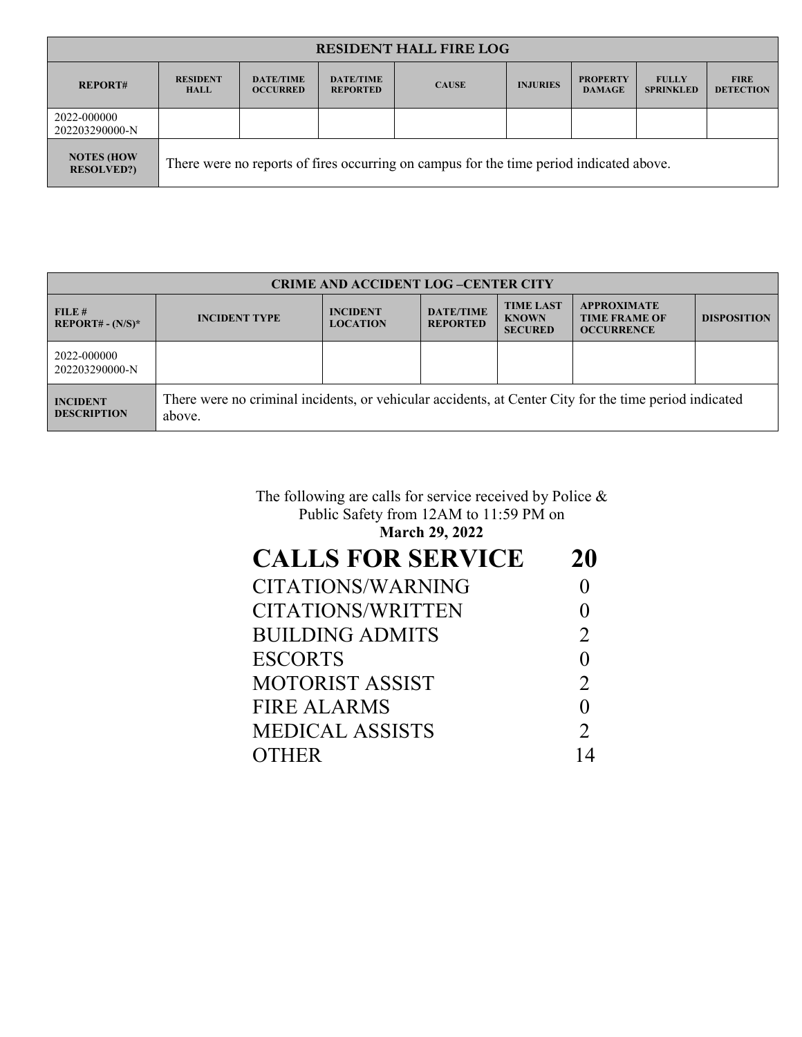| RESIDENT HALL FIRE LOG | | | | | | | | |
|---|---|---|---|---|---|---|---|---|
| **REPORT#** | **RESIDENT HALL** | **DATE/TIME OCCURRED** | **DATE/TIME REPORTED** | **CAUSE** | **INJURIES** | **PROPERTY DAMAGE** | **FULLY SPRINKLED** | **FIRE DETECTION** |
| 2022-000000 202203290000-N | | | | | | | | |
| **NOTES (HOW RESOLVED?)** | There were no reports of fires occurring on campus for the time period indicated above. | | | | | | | |

| CRIME AND ACCIDENT LOG –CENTER CITY | | | | | | |
|---|---|---|---|---|---|---|
| **FILE # REPORT# - (N/S)*** | **INCIDENT TYPE** | **INCIDENT LOCATION** | **DATE/TIME REPORTED** | **TIME LAST KNOWN SECURED** | **APPROXIMATE TIME FRAME OF OCCURRENCE** | **DISPOSITION** |
| 2022-000000 202203290000-N | | | | | | |
| **INCIDENT DESCRIPTION** | There were no criminal incidents, or vehicular accidents, at Center City for the time period indicated above. | | | | | |

The following are calls for service received by Police & Public Safety from 12AM to 11:59 PM on
**March 29, 2022**

| | |
|---|---|
| **CALLS FOR SERVICE** | **20** |
| CITATIONS/WARNING | 0 |
| CITATIONS/WRITTEN | 0 |
| BUILDING ADMITS | 2 |
| ESCORTS | 0 |
| MOTORIST ASSIST | 2 |
| FIRE ALARMS | 0 |
| MEDICAL ASSISTS | 2 |
| OTHER | 14 |